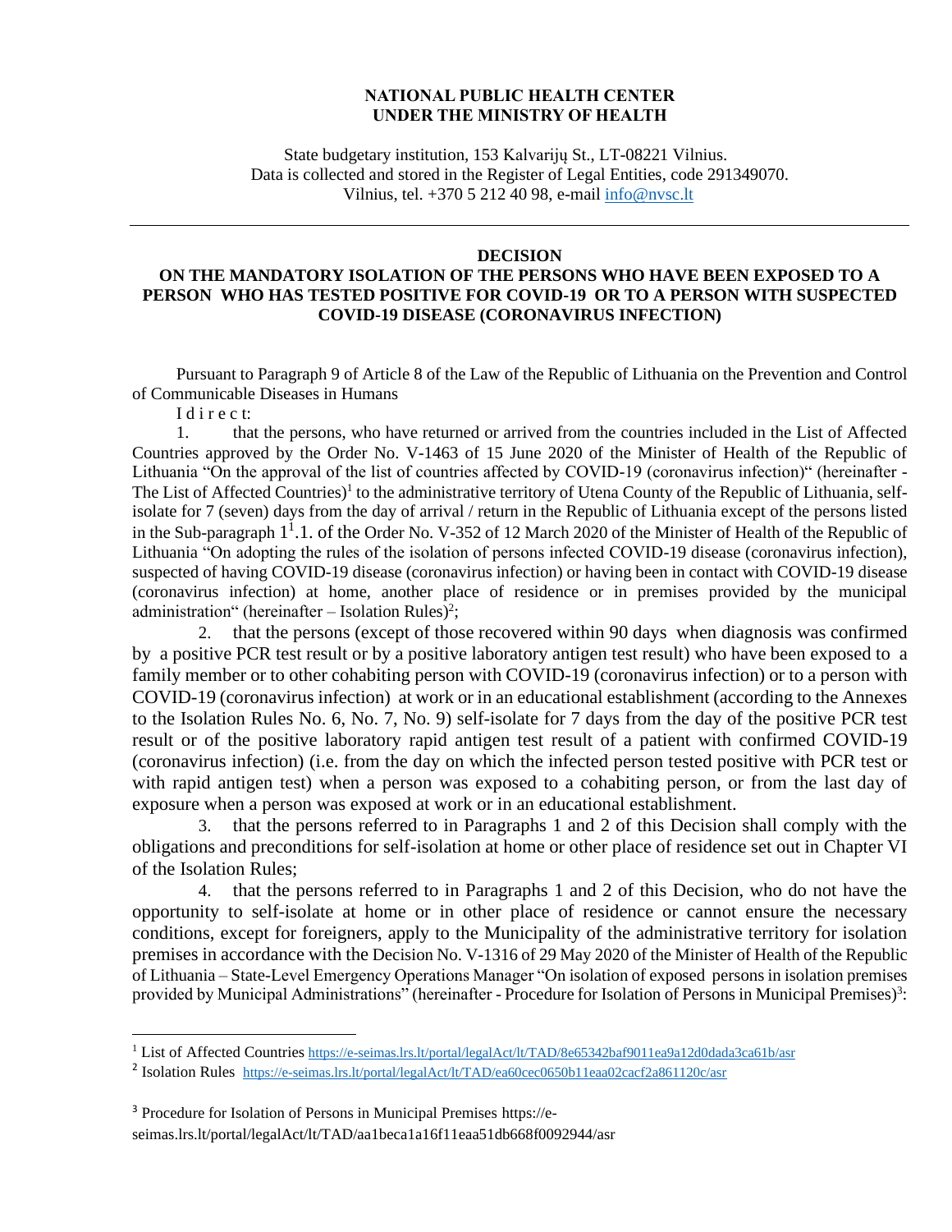**NATIONAL PUBLIC HEALTH CENTER**
**UNDER THE MINISTRY OF HEALTH**

State budgetary institution, 153 Kalvarijų St., LT-08221 Vilnius.
Data is collected and stored in the Register of Legal Entities, code 291349070.
Vilnius, tel. +370 5 212 40 98, e-mail info@nvsc.lt

---

**DECISION**

**ON THE MANDATORY ISOLATION OF THE PERSONS WHO HAVE BEEN EXPOSED TO A PERSON WHO HAS TESTED POSITIVE FOR COVID-19 OR TO A PERSON WITH SUSPECTED COVID-19 DISEASE (CORONAVIRUS INFECTION)**

Pursuant to Paragraph 9 of Article 8 of the Law of the Republic of Lithuania on the Prevention and Control of Communicable Diseases in Humans

I d i r e c t:

1. that the persons, who have returned or arrived from the countries included in the List of Affected Countries approved by the Order No. V-1463 of 15 June 2020 of the Minister of Health of the Republic of Lithuania "On the approval of the list of countries affected by COVID-19 (coronavirus infection)" (hereinafter - The List of Affected Countries)[1] to the administrative territory of Utena County of the Republic of Lithuania, self-isolate for 7 (seven) days from the day of arrival / return in the Republic of Lithuania except of the persons listed in the Sub-paragraph 1[1].1. of the Order No. V-352 of 12 March 2020 of the Minister of Health of the Republic of Lithuania "On adopting the rules of the isolation of persons infected COVID-19 disease (coronavirus infection), suspected of having COVID-19 disease (coronavirus infection) or having been in contact with COVID-19 disease (coronavirus infection) at home, another place of residence or in premises provided by the municipal administration" (hereinafter – Isolation Rules)[2];

2. that the persons (except of those recovered within 90 days when diagnosis was confirmed by a positive PCR test result or by a positive laboratory antigen test result) who have been exposed to a family member or to other cohabiting person with COVID-19 (coronavirus infection) or to a person with COVID-19 (coronavirus infection) at work or in an educational establishment (according to the Annexes to the Isolation Rules No. 6, No. 7, No. 9) self-isolate for 7 days from the day of the positive PCR test result or of the positive laboratory rapid antigen test result of a patient with confirmed COVID-19 (coronavirus infection) (i.e. from the day on which the infected person tested positive with PCR test or with rapid antigen test) when a person was exposed to a cohabiting person, or from the last day of exposure when a person was exposed at work or in an educational establishment.

3. that the persons referred to in Paragraphs 1 and 2 of this Decision shall comply with the obligations and preconditions for self-isolation at home or other place of residence set out in Chapter VI of the Isolation Rules;

4. that the persons referred to in Paragraphs 1 and 2 of this Decision, who do not have the opportunity to self-isolate at home or in other place of residence or cannot ensure the necessary conditions, except for foreigners, apply to the Municipality of the administrative territory for isolation premises in accordance with the Decision No. V-1316 of 29 May 2020 of the Minister of Health of the Republic of Lithuania – State-Level Emergency Operations Manager "On isolation of exposed persons in isolation premises provided by Municipal Administrations" (hereinafter - Procedure for Isolation of Persons in Municipal Premises)[3]:

---

[1] List of Affected Countries https://e-seimas.lrs.lt/portal/legalAct/lt/TAD/8e65342baf9011ea9a12d0dada3ca61b/asr

[2] Isolation Rules https://e-seimas.lrs.lt/portal/legalAct/lt/TAD/ea60cec0650b11eaa02cacf2a861120c/asr

[3] Procedure for Isolation of Persons in Municipal Premises https://e-seimas.lrs.lt/portal/legalAct/lt/TAD/aa1beca1a16f11eaa51db668f0092944/asr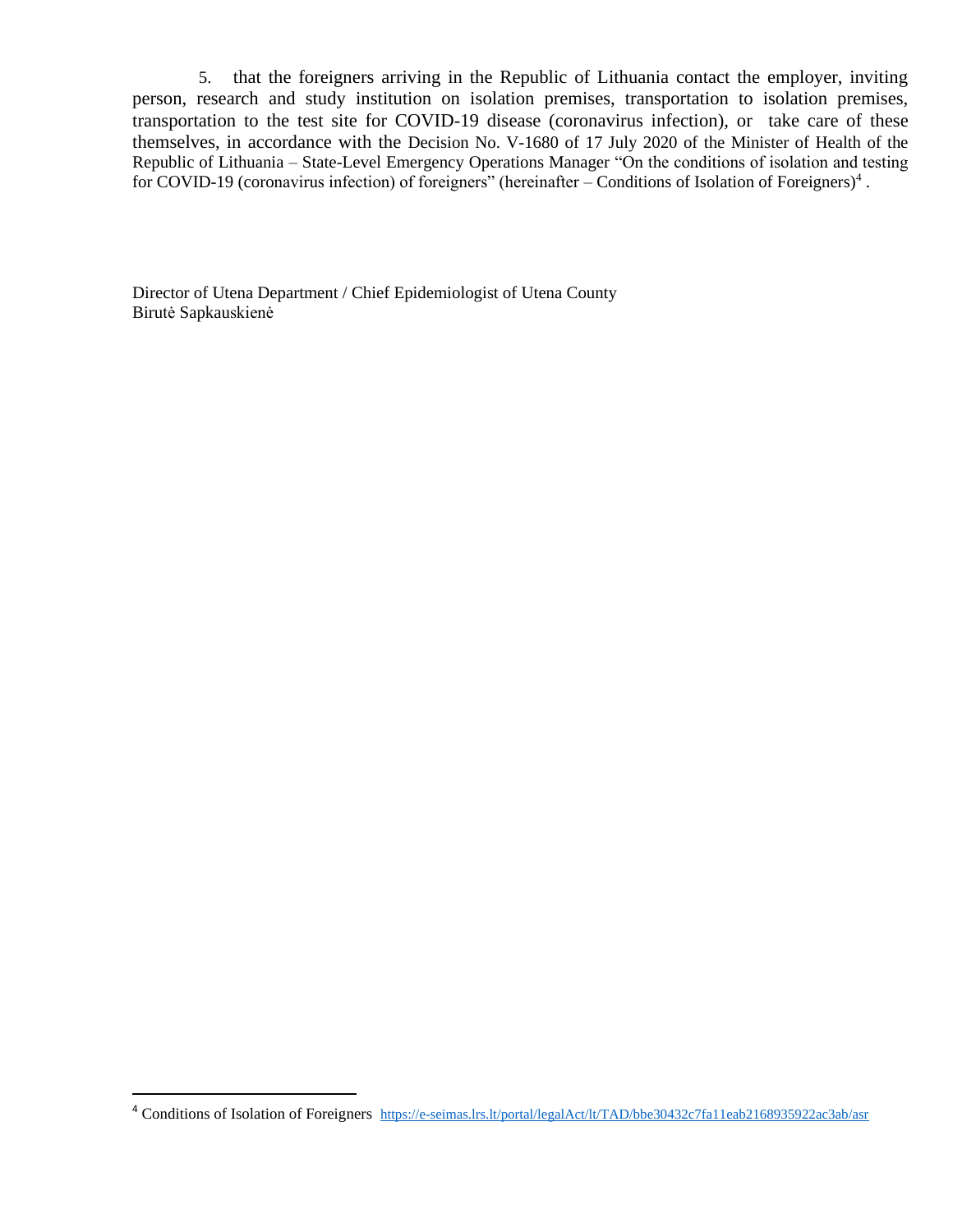5. that the foreigners arriving in the Republic of Lithuania contact the employer, inviting person, research and study institution on isolation premises, transportation to isolation premises, transportation to the test site for COVID-19 disease (coronavirus infection), or take care of these themselves, in accordance with the Decision No. V-1680 of 17 July 2020 of the Minister of Health of the Republic of Lithuania – State-Level Emergency Operations Manager "On the conditions of isolation and testing for COVID-19 (coronavirus infection) of foreigners" (hereinafter – Conditions of Isolation of Foreigners)[4] .

Director of Utena Department / Chief Epidemiologist of Utena County
Birutė Sapkauskienė

---

[4] Conditions of Isolation of Foreigners https://e-seimas.lrs.lt/portal/legalAct/lt/TAD/bbe30432c7fa11eab2168935922ac3ab/asr